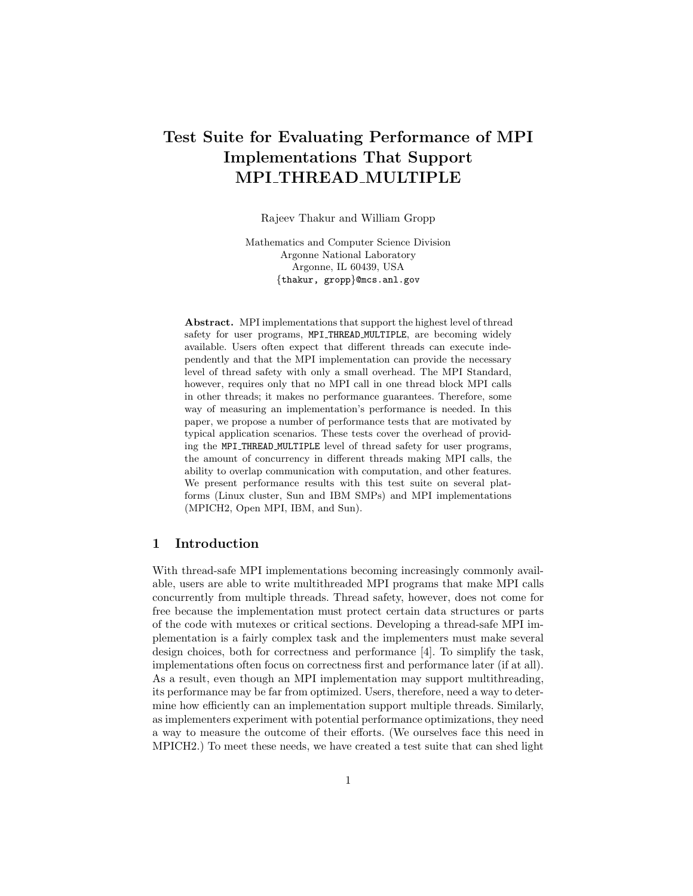# Test Suite for Evaluating Performance of MPI Implementations That Support MPI_THREAD_MULTIPLE

Rajeev Thakur and William Gropp

Mathematics and Computer Science Division
Argonne National Laboratory
Argonne, IL 60439, USA
{thakur, gropp}@mcs.anl.gov

**Abstract.** MPI implementations that support the highest level of thread safety for user programs, MPI_THREAD_MULTIPLE, are becoming widely available. Users often expect that different threads can execute independently and that the MPI implementation can provide the necessary level of thread safety with only a small overhead. The MPI Standard, however, requires only that no MPI call in one thread block MPI calls in other threads; it makes no performance guarantees. Therefore, some way of measuring an implementation's performance is needed. In this paper, we propose a number of performance tests that are motivated by typical application scenarios. These tests cover the overhead of providing the MPI_THREAD_MULTIPLE level of thread safety for user programs, the amount of concurrency in different threads making MPI calls, the ability to overlap communication with computation, and other features. We present performance results with this test suite on several platforms (Linux cluster, Sun and IBM SMPs) and MPI implementations (MPICH2, Open MPI, IBM, and Sun).

## 1 Introduction

With thread-safe MPI implementations becoming increasingly commonly available, users are able to write multithreaded MPI programs that make MPI calls concurrently from multiple threads. Thread safety, however, does not come for free because the implementation must protect certain data structures or parts of the code with mutexes or critical sections. Developing a thread-safe MPI implementation is a fairly complex task and the implementers must make several design choices, both for correctness and performance [4]. To simplify the task, implementations often focus on correctness first and performance later (if at all). As a result, even though an MPI implementation may support multithreading, its performance may be far from optimized. Users, therefore, need a way to determine how efficiently can an implementation support multiple threads. Similarly, as implementers experiment with potential performance optimizations, they need a way to measure the outcome of their efforts. (We ourselves face this need in MPICH2.) To meet these needs, we have created a test suite that can shed light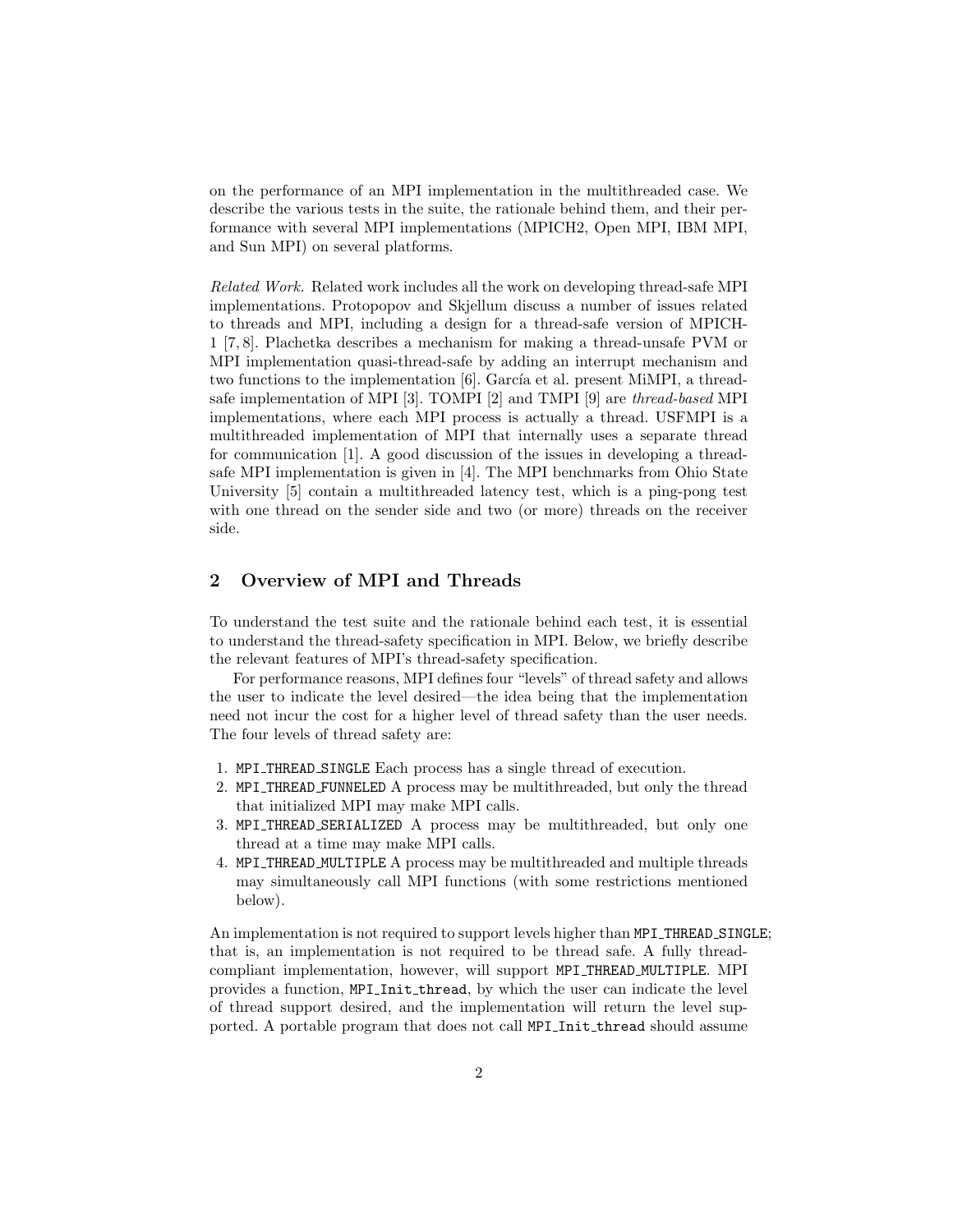on the performance of an MPI implementation in the multithreaded case. We describe the various tests in the suite, the rationale behind them, and their performance with several MPI implementations (MPICH2, Open MPI, IBM MPI, and Sun MPI) on several platforms.

*Related Work.* Related work includes all the work on developing thread-safe MPI implementations. Protopopov and Skjellum discuss a number of issues related to threads and MPI, including a design for a thread-safe version of MPICH-1 [7, 8]. Plachetka describes a mechanism for making a thread-unsafe PVM or MPI implementation quasi-thread-safe by adding an interrupt mechanism and two functions to the implementation [6]. García et al. present MiMPI, a thread-safe implementation of MPI [3]. TOMPI [2] and TMPI [9] are *thread-based* MPI implementations, where each MPI process is actually a thread. USFMPI is a multithreaded implementation of MPI that internally uses a separate thread for communication [1]. A good discussion of the issues in developing a thread-safe MPI implementation is given in [4]. The MPI benchmarks from Ohio State University [5] contain a multithreaded latency test, which is a ping-pong test with one thread on the sender side and two (or more) threads on the receiver side.

## 2 Overview of MPI and Threads

To understand the test suite and the rationale behind each test, it is essential to understand the thread-safety specification in MPI. Below, we briefly describe the relevant features of MPI's thread-safety specification.

For performance reasons, MPI defines four "levels" of thread safety and allows the user to indicate the level desired—the idea being that the implementation need not incur the cost for a higher level of thread safety than the user needs. The four levels of thread safety are:

1. `MPI_THREAD_SINGLE` Each process has a single thread of execution.
2. `MPI_THREAD_FUNNELED` A process may be multithreaded, but only the thread that initialized MPI may make MPI calls.
3. `MPI_THREAD_SERIALIZED` A process may be multithreaded, but only one thread at a time may make MPI calls.
4. `MPI_THREAD_MULTIPLE` A process may be multithreaded and multiple threads may simultaneously call MPI functions (with some restrictions mentioned below).

An implementation is not required to support levels higher than `MPI_THREAD_SINGLE`; that is, an implementation is not required to be thread safe. A fully thread-compliant implementation, however, will support `MPI_THREAD_MULTIPLE`. MPI provides a function, `MPI_Init_thread`, by which the user can indicate the level of thread support desired, and the implementation will return the level supported. A portable program that does not call `MPI_Init_thread` should assume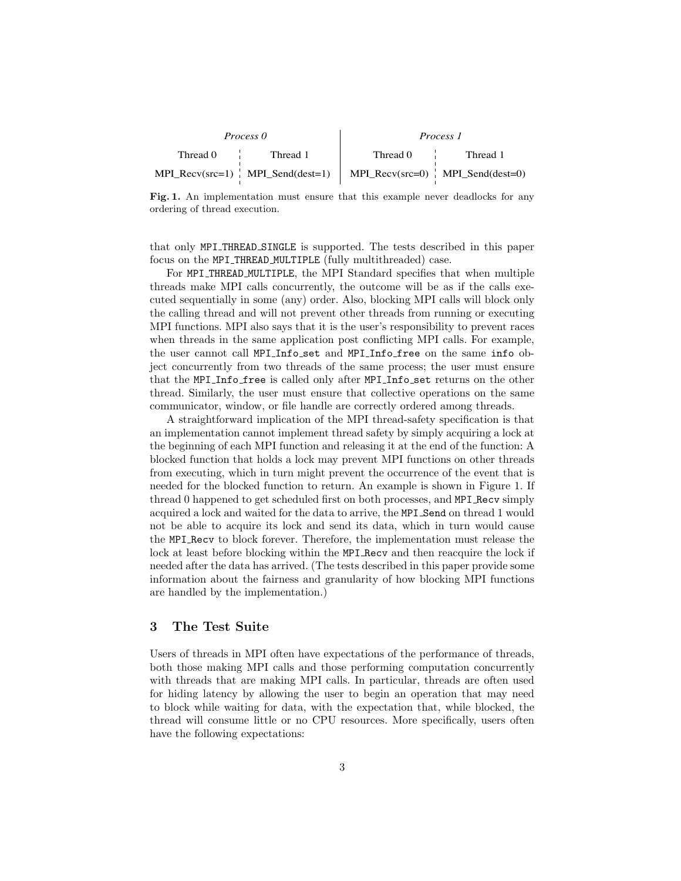| *Process 0* | | *Process 1* | |
| --- | --- | --- | --- |
| Thread 0 | Thread 1 | Thread 0 | Thread 1 |
| MPI_Recv(src=1) | MPI_Send(dest=1) | MPI_Recv(src=0) | MPI_Send(dest=0) |

**Fig. 1.** An implementation must ensure that this example never deadlocks for any ordering of thread execution.

that only `MPI_THREAD_SINGLE` is supported. The tests described in this paper focus on the `MPI_THREAD_MULTIPLE` (fully multithreaded) case.

For `MPI_THREAD_MULTIPLE`, the MPI Standard specifies that when multiple threads make MPI calls concurrently, the outcome will be as if the calls executed sequentially in some (any) order. Also, blocking MPI calls will block only the calling thread and will not prevent other threads from running or executing MPI functions. MPI also says that it is the user's responsibility to prevent races when threads in the same application post conflicting MPI calls. For example, the user cannot call `MPI_Info_set` and `MPI_Info_free` on the same `info` object concurrently from two threads of the same process; the user must ensure that the `MPI_Info_free` is called only after `MPI_Info_set` returns on the other thread. Similarly, the user must ensure that collective operations on the same communicator, window, or file handle are correctly ordered among threads.

A straightforward implication of the MPI thread-safety specification is that an implementation cannot implement thread safety by simply acquiring a lock at the beginning of each MPI function and releasing it at the end of the function: A blocked function that holds a lock may prevent MPI functions on other threads from executing, which in turn might prevent the occurrence of the event that is needed for the blocked function to return. An example is shown in Figure 1. If thread 0 happened to get scheduled first on both processes, and `MPI_Recv` simply acquired a lock and waited for the data to arrive, the `MPI_Send` on thread 1 would not be able to acquire its lock and send its data, which in turn would cause the `MPI_Recv` to block forever. Therefore, the implementation must release the lock at least before blocking within the `MPI_Recv` and then reacquire the lock if needed after the data has arrived. (The tests described in this paper provide some information about the fairness and granularity of how blocking MPI functions are handled by the implementation.)

## 3 The Test Suite

Users of threads in MPI often have expectations of the performance of threads, both those making MPI calls and those performing computation concurrently with threads that are making MPI calls. In particular, threads are often used for hiding latency by allowing the user to begin an operation that may need to block while waiting for data, with the expectation that, while blocked, the thread will consume little or no CPU resources. More specifically, users often have the following expectations: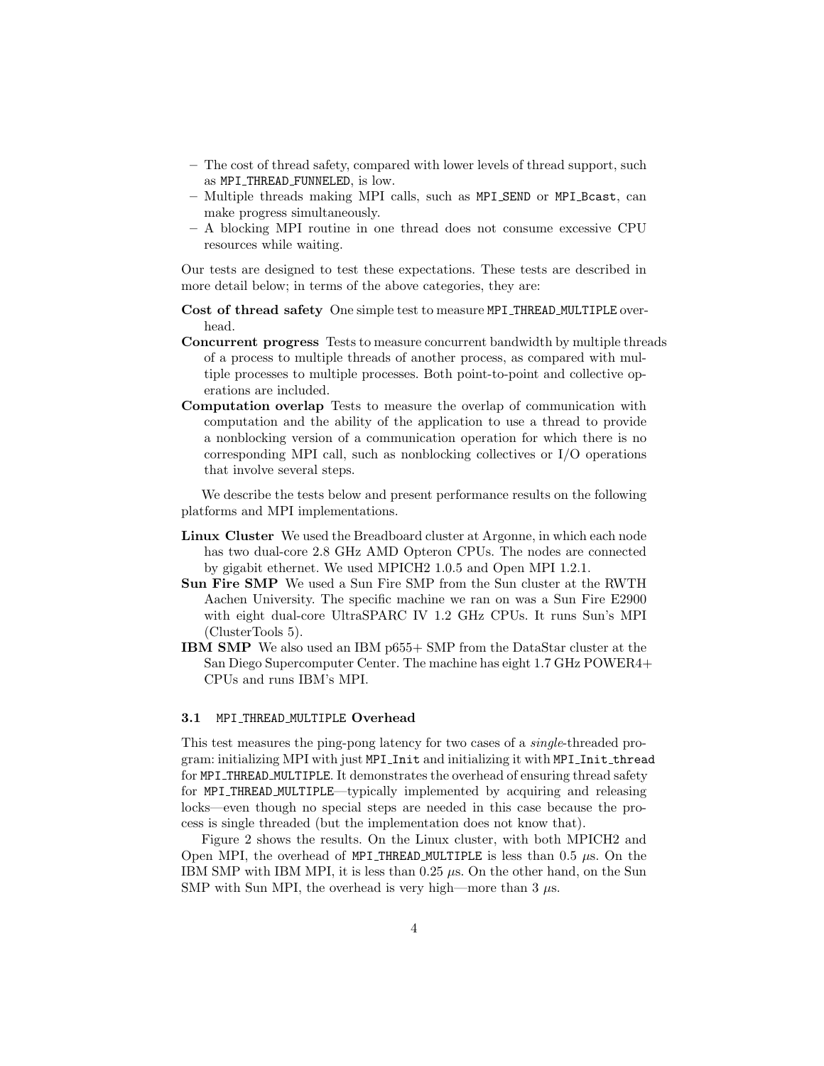- The cost of thread safety, compared with lower levels of thread support, such as `MPI_THREAD_FUNNELED`, is low.
- Multiple threads making MPI calls, such as `MPI_SEND` or `MPI_Bcast`, can make progress simultaneously.
- A blocking MPI routine in one thread does not consume excessive CPU resources while waiting.

Our tests are designed to test these expectations. These tests are described in more detail below; in terms of the above categories, they are:

**Cost of thread safety** One simple test to measure `MPI_THREAD_MULTIPLE` overhead.

**Concurrent progress** Tests to measure concurrent bandwidth by multiple threads of a process to multiple threads of another process, as compared with multiple processes to multiple processes. Both point-to-point and collective operations are included.

**Computation overlap** Tests to measure the overlap of communication with computation and the ability of the application to use a thread to provide a nonblocking version of a communication operation for which there is no corresponding MPI call, such as nonblocking collectives or I/O operations that involve several steps.

We describe the tests below and present performance results on the following platforms and MPI implementations.

**Linux Cluster** We used the Breadboard cluster at Argonne, in which each node has two dual-core 2.8 GHz AMD Opteron CPUs. The nodes are connected by gigabit ethernet. We used MPICH2 1.0.5 and Open MPI 1.2.1.

**Sun Fire SMP** We used a Sun Fire SMP from the Sun cluster at the RWTH Aachen University. The specific machine we ran on was a Sun Fire E2900 with eight dual-core UltraSPARC IV 1.2 GHz CPUs. It runs Sun's MPI (ClusterTools 5).

**IBM SMP** We also used an IBM p655+ SMP from the DataStar cluster at the San Diego Supercomputer Center. The machine has eight 1.7 GHz POWER4+ CPUs and runs IBM's MPI.

### 3.1 `MPI_THREAD_MULTIPLE` Overhead

This test measures the ping-pong latency for two cases of a *single*-threaded program: initializing MPI with just `MPI_Init` and initializing it with `MPI_Init_thread` for `MPI_THREAD_MULTIPLE`. It demonstrates the overhead of ensuring thread safety for `MPI_THREAD_MULTIPLE`—typically implemented by acquiring and releasing locks—even though no special steps are needed in this case because the process is single threaded (but the implementation does not know that).

Figure 2 shows the results. On the Linux cluster, with both MPICH2 and Open MPI, the overhead of `MPI_THREAD_MULTIPLE` is less than 0.5 $\mu$s. On the IBM SMP with IBM MPI, it is less than 0.25 $\mu$s. On the other hand, on the Sun SMP with Sun MPI, the overhead is very high—more than 3 $\mu$s.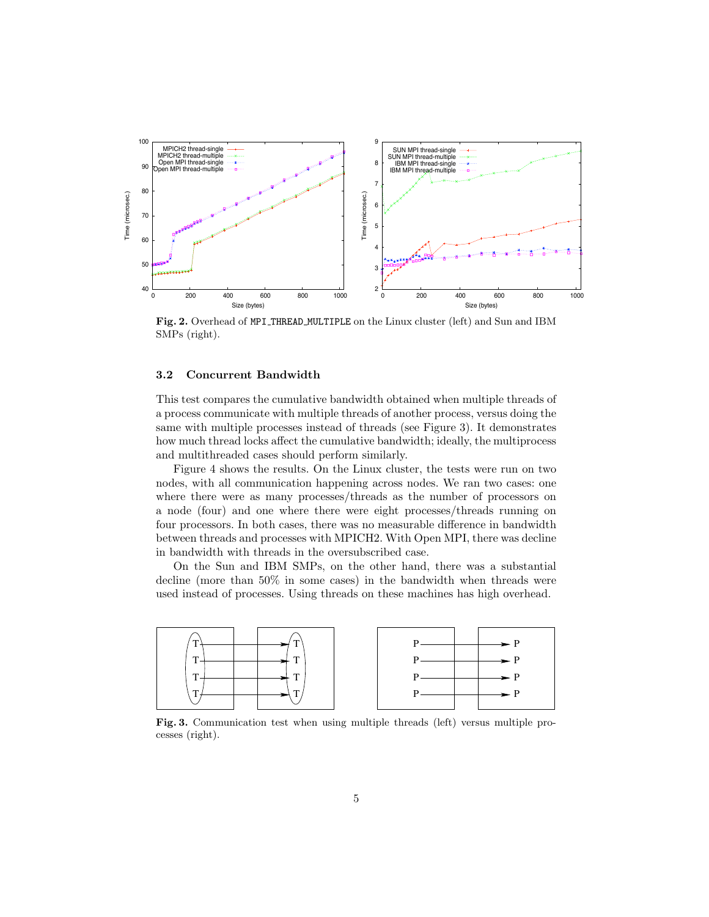Fig. 2. Overhead of `MPI_THREAD_MULTIPLE` on the Linux cluster (left) and Sun and IBM SMPs (right).

### 3.2 Concurrent Bandwidth

This test compares the cumulative bandwidth obtained when multiple threads of a process communicate with multiple threads of another process, versus doing the same with multiple processes instead of threads (see Figure 3). It demonstrates how much thread locks affect the cumulative bandwidth; ideally, the multiprocess and multithreaded cases should perform similarly.

Figure 4 shows the results. On the Linux cluster, the tests were run on two nodes, with all communication happening across nodes. We ran two cases: one where there were as many processes/threads as the number of processors on a node (four) and one where there were eight processes/threads running on four processors. In both cases, there was no measurable difference in bandwidth between threads and processes with MPICH2. With Open MPI, there was decline in bandwidth with threads in the oversubscribed case.

On the Sun and IBM SMPs, on the other hand, there was a substantial decline (more than 50% in some cases) in the bandwidth when threads were used instead of processes. Using threads on these machines has high overhead.

Fig. 3. Communication test when using multiple threads (left) versus multiple processes (right).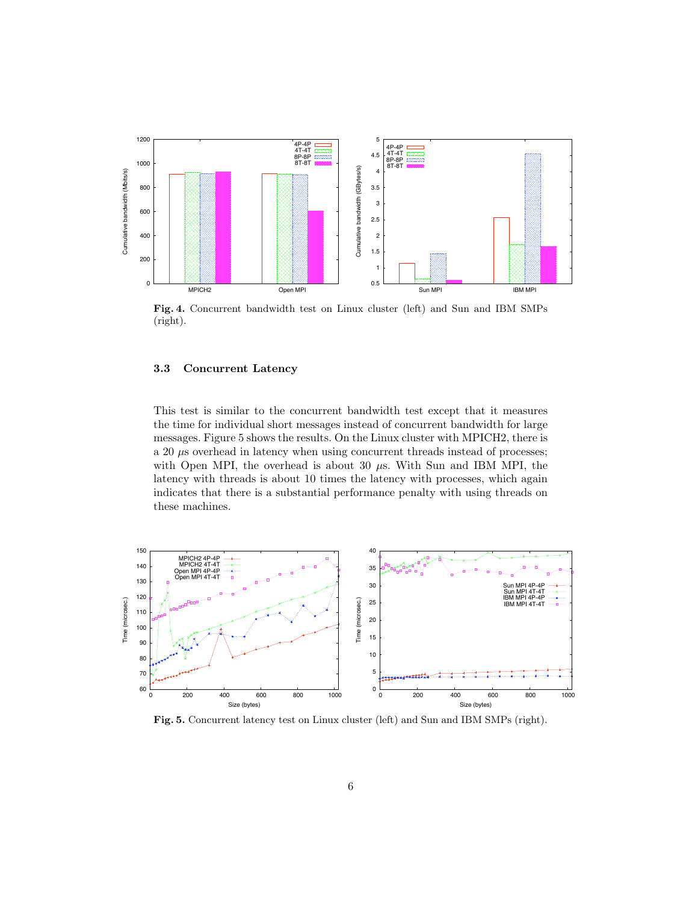**Fig. 4.** Concurrent bandwidth test on Linux cluster (left) and Sun and IBM SMPs (right).

### 3.3 Concurrent Latency

This test is similar to the concurrent bandwidth test except that it measures the time for individual short messages instead of concurrent bandwidth for large messages. Figure 5 shows the results. On the Linux cluster with MPICH2, there is a 20 $\mu$s overhead in latency when using concurrent threads instead of processes; with Open MPI, the overhead is about 30 $\mu$s. With Sun and IBM MPI, the latency with threads is about 10 times the latency with processes, which again indicates that there is a substantial performance penalty with using threads on these machines.

**Fig. 5.** Concurrent latency test on Linux cluster (left) and Sun and IBM SMPs (right).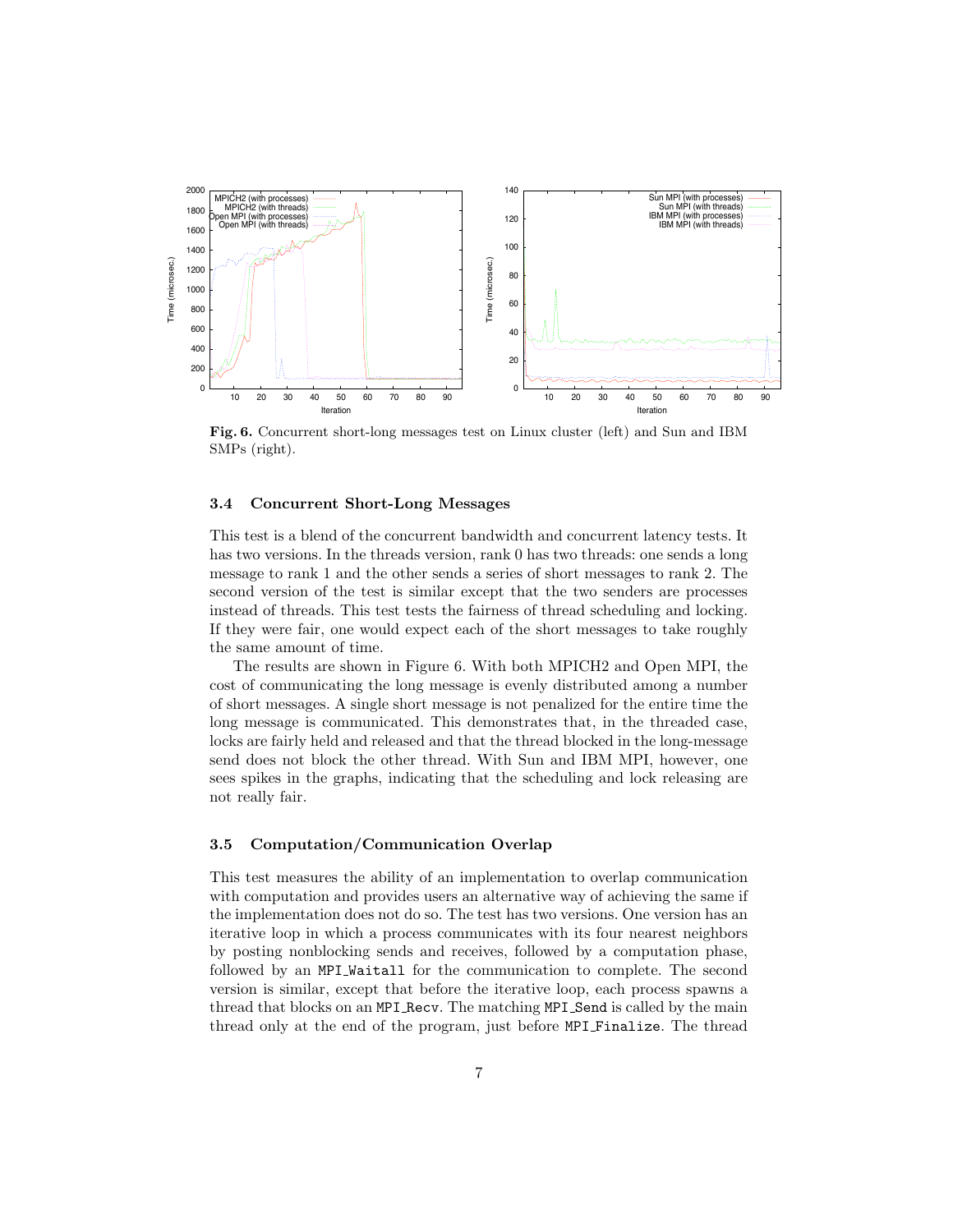**Fig. 6.** Concurrent short-long messages test on Linux cluster (left) and Sun and IBM SMPs (right).

### 3.4 Concurrent Short-Long Messages

This test is a blend of the concurrent bandwidth and concurrent latency tests. It has two versions. In the threads version, rank 0 has two threads: one sends a long message to rank 1 and the other sends a series of short messages to rank 2. The second version of the test is similar except that the two senders are processes instead of threads. This test tests the fairness of thread scheduling and locking. If they were fair, one would expect each of the short messages to take roughly the same amount of time.

The results are shown in Figure 6. With both MPICH2 and Open MPI, the cost of communicating the long message is evenly distributed among a number of short messages. A single short message is not penalized for the entire time the long message is communicated. This demonstrates that, in the threaded case, locks are fairly held and released and that the thread blocked in the long-message send does not block the other thread. With Sun and IBM MPI, however, one sees spikes in the graphs, indicating that the scheduling and lock releasing are not really fair.

### 3.5 Computation/Communication Overlap

This test measures the ability of an implementation to overlap communication with computation and provides users an alternative way of achieving the same if the implementation does not do so. The test has two versions. One version has an iterative loop in which a process communicates with its four nearest neighbors by posting nonblocking sends and receives, followed by a computation phase, followed by an `MPI_Waitall` for the communication to complete. The second version is similar, except that before the iterative loop, each process spawns a thread that blocks on an `MPI_Recv`. The matching `MPI_Send` is called by the main thread only at the end of the program, just before `MPI_Finalize`. The thread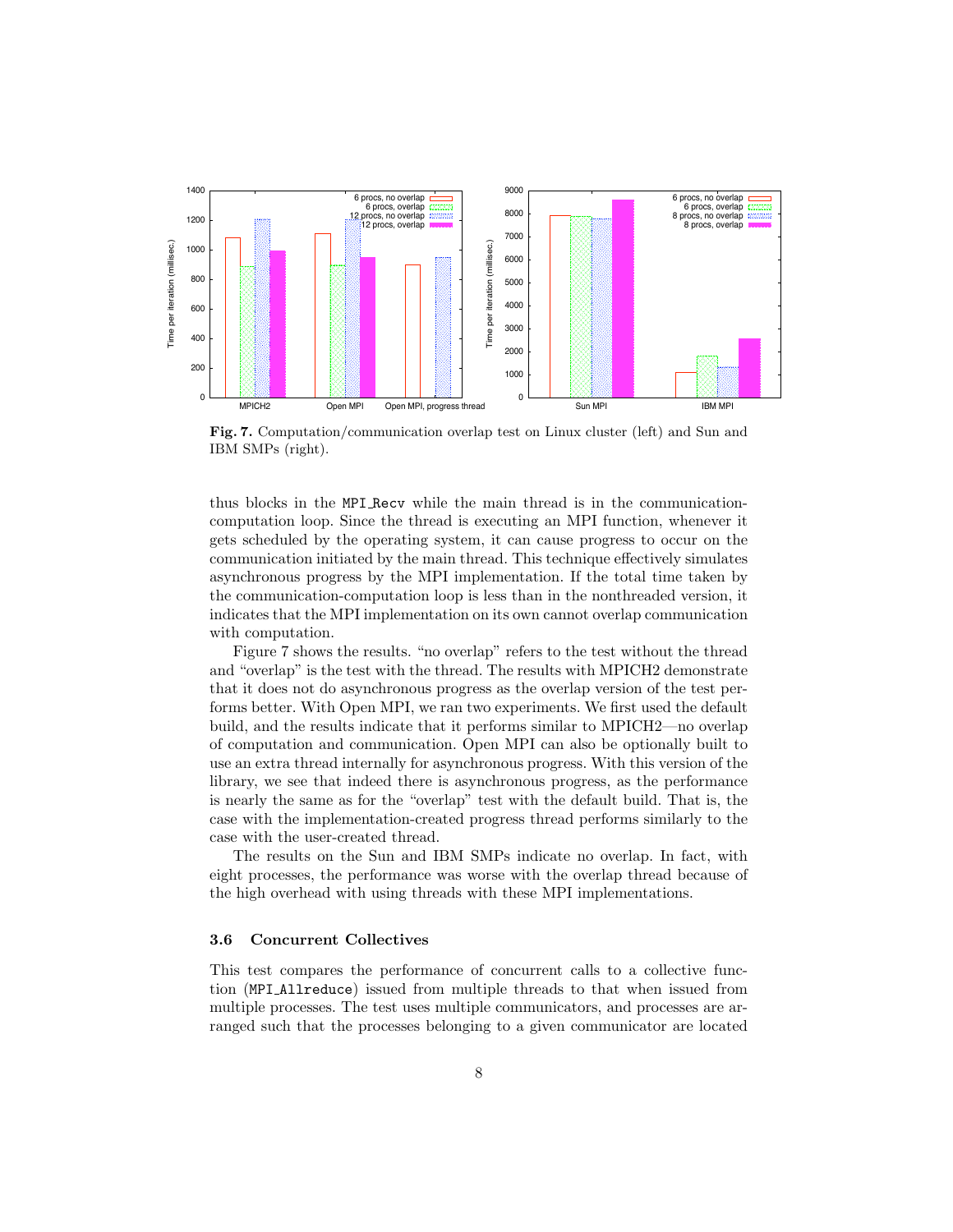**Fig. 7.** Computation/communication overlap test on Linux cluster (left) and Sun and IBM SMPs (right).

thus blocks in the `MPI_Recv` while the main thread is in the communication-computation loop. Since the thread is executing an MPI function, whenever it gets scheduled by the operating system, it can cause progress to occur on the communication initiated by the main thread. This technique effectively simulates asynchronous progress by the MPI implementation. If the total time taken by the communication-computation loop is less than in the nonthreaded version, it indicates that the MPI implementation on its own cannot overlap communication with computation.

Figure 7 shows the results. "no overlap" refers to the test without the thread and "overlap" is the test with the thread. The results with MPICH2 demonstrate that it does not do asynchronous progress as the overlap version of the test performs better. With Open MPI, we ran two experiments. We first used the default build, and the results indicate that it performs similar to MPICH2—no overlap of computation and communication. Open MPI can also be optionally built to use an extra thread internally for asynchronous progress. With this version of the library, we see that indeed there is asynchronous progress, as the performance is nearly the same as for the "overlap" test with the default build. That is, the case with the implementation-created progress thread performs similarly to the case with the user-created thread.

The results on the Sun and IBM SMPs indicate no overlap. In fact, with eight processes, the performance was worse with the overlap thread because of the high overhead with using threads with these MPI implementations.

### 3.6 Concurrent Collectives

This test compares the performance of concurrent calls to a collective function (`MPI_Allreduce`) issued from multiple threads to that when issued from multiple processes. The test uses multiple communicators, and processes are arranged such that the processes belonging to a given communicator are located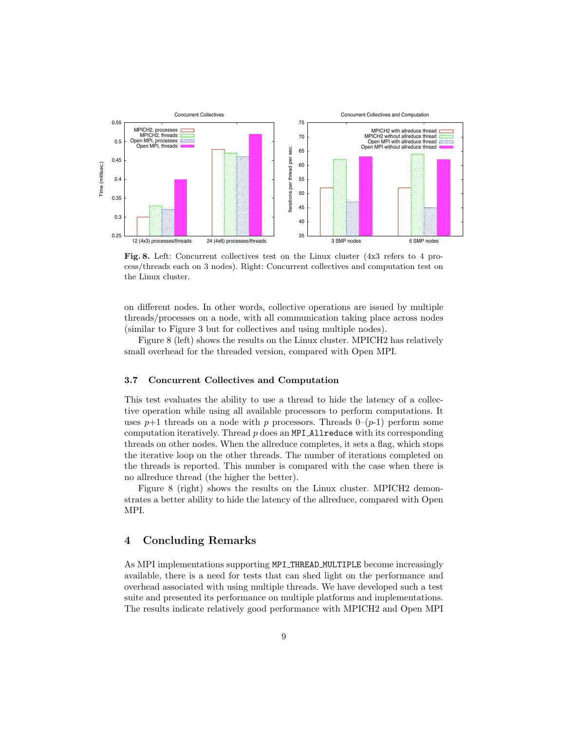**Fig. 8.** Left: Concurrent collectives test on the Linux cluster (4x3 refers to 4 process/threads each on 3 nodes). Right: Concurrent collectives and computation test on the Linux cluster.

on different nodes. In other words, collective operations are issued by multiple threads/processes on a node, with all communication taking place across nodes (similar to Figure 3 but for collectives and using multiple nodes).

Figure 8 (left) shows the results on the Linux cluster. MPICH2 has relatively small overhead for the threaded version, compared with Open MPI.

### 3.7 Concurrent Collectives and Computation

This test evaluates the ability to use a thread to hide the latency of a collective operation while using all available processors to perform computations. It uses $p$+1 threads on a node with $p$ processors. Threads 0–($p$-1) perform some computation iteratively. Thread $p$ does an `MPI_Allreduce` with its corresponding threads on other nodes. When the allreduce completes, it sets a flag, which stops the iterative loop on the other threads. The number of iterations completed on the threads is reported. This number is compared with the case when there is no allreduce thread (the higher the better).

Figure 8 (right) shows the results on the Linux cluster. MPICH2 demonstrates a better ability to hide the latency of the allreduce, compared with Open MPI.

## 4 Concluding Remarks

As MPI implementations supporting `MPI_THREAD_MULTIPLE` become increasingly available, there is a need for tests that can shed light on the performance and overhead associated with using multiple threads. We have developed such a test suite and presented its performance on multiple platforms and implementations. The results indicate relatively good performance with MPICH2 and Open MPI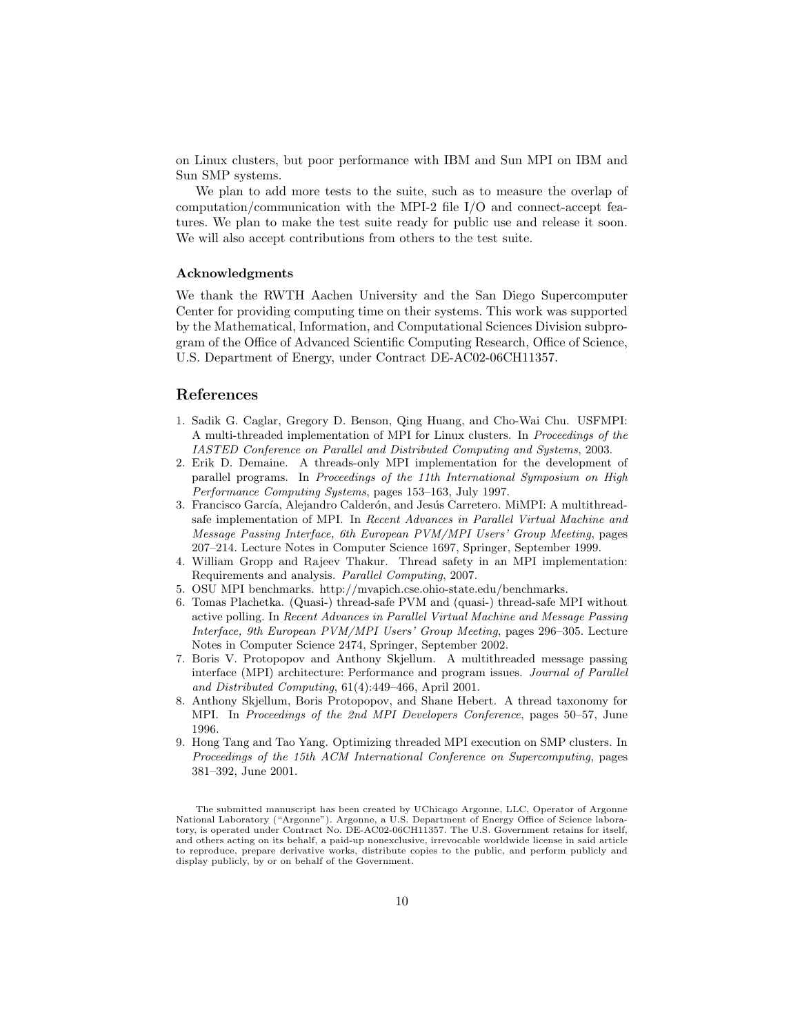on Linux clusters, but poor performance with IBM and Sun MPI on IBM and Sun SMP systems.

We plan to add more tests to the suite, such as to measure the overlap of computation/communication with the MPI-2 file I/O and connect-accept features. We plan to make the test suite ready for public use and release it soon. We will also accept contributions from others to the test suite.

### Acknowledgments

We thank the RWTH Aachen University and the San Diego Supercomputer Center for providing computing time on their systems. This work was supported by the Mathematical, Information, and Computational Sciences Division subprogram of the Office of Advanced Scientific Computing Research, Office of Science, U.S. Department of Energy, under Contract DE-AC02-06CH11357.

## References

1. Sadik G. Caglar, Gregory D. Benson, Qing Huang, and Cho-Wai Chu. USFMPI: A multi-threaded implementation of MPI for Linux clusters. In *Proceedings of the IASTED Conference on Parallel and Distributed Computing and Systems*, 2003.
2. Erik D. Demaine. A threads-only MPI implementation for the development of parallel programs. In *Proceedings of the 11th International Symposium on High Performance Computing Systems*, pages 153–163, July 1997.
3. Francisco García, Alejandro Calderón, and Jesús Carretero. MiMPI: A multithread-safe implementation of MPI. In *Recent Advances in Parallel Virtual Machine and Message Passing Interface, 6th European PVM/MPI Users' Group Meeting*, pages 207–214. Lecture Notes in Computer Science 1697, Springer, September 1999.
4. William Gropp and Rajeev Thakur. Thread safety in an MPI implementation: Requirements and analysis. *Parallel Computing*, 2007.
5. OSU MPI benchmarks. http://mvapich.cse.ohio-state.edu/benchmarks.
6. Tomas Plachetka. (Quasi-) thread-safe PVM and (quasi-) thread-safe MPI without active polling. In *Recent Advances in Parallel Virtual Machine and Message Passing Interface, 9th European PVM/MPI Users' Group Meeting*, pages 296–305. Lecture Notes in Computer Science 2474, Springer, September 2002.
7. Boris V. Protopopov and Anthony Skjellum. A multithreaded message passing interface (MPI) architecture: Performance and program issues. *Journal of Parallel and Distributed Computing*, 61(4):449–466, April 2001.
8. Anthony Skjellum, Boris Protopopov, and Shane Hebert. A thread taxonomy for MPI. In *Proceedings of the 2nd MPI Developers Conference*, pages 50–57, June 1996.
9. Hong Tang and Tao Yang. Optimizing threaded MPI execution on SMP clusters. In *Proceedings of the 15th ACM International Conference on Supercomputing*, pages 381–392, June 2001.

The submitted manuscript has been created by UChicago Argonne, LLC, Operator of Argonne National Laboratory ("Argonne"). Argonne, a U.S. Department of Energy Office of Science laboratory, is operated under Contract No. DE-AC02-06CH11357. The U.S. Government retains for itself, and others acting on its behalf, a paid-up nonexclusive, irrevocable worldwide license in said article to reproduce, prepare derivative works, distribute copies to the public, and perform publicly and display publicly, by or on behalf of the Government.